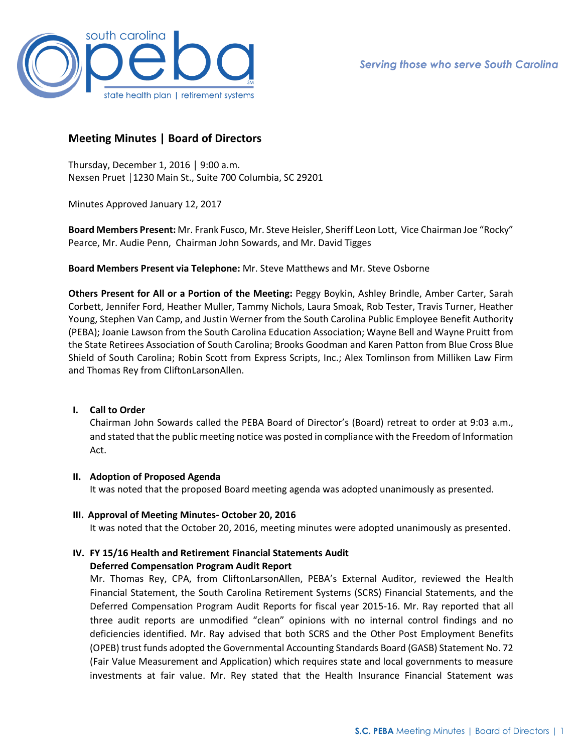# Meeting Minutes | Board of Directors

Thursday, December 1, 2016 │ 9:00 a.m.
Nexsen Pruet │1230 Main St., Suite 700 Columbia, SC 29201

Minutes Approved January 12, 2017

**Board Members Present:** Mr. Frank Fusco, Mr. Steve Heisler, Sheriff Leon Lott, Vice Chairman Joe "Rocky" Pearce, Mr. Audie Penn, Chairman John Sowards, and Mr. David Tigges

**Board Members Present via Telephone:** Mr. Steve Matthews and Mr. Steve Osborne

**Others Present for All or a Portion of the Meeting:** Peggy Boykin, Ashley Brindle, Amber Carter, Sarah Corbett, Jennifer Ford, Heather Muller, Tammy Nichols, Laura Smoak, Rob Tester, Travis Turner, Heather Young, Stephen Van Camp, and Justin Werner from the South Carolina Public Employee Benefit Authority (PEBA); Joanie Lawson from the South Carolina Education Association; Wayne Bell and Wayne Pruitt from the State Retirees Association of South Carolina; Brooks Goodman and Karen Patton from Blue Cross Blue Shield of South Carolina; Robin Scott from Express Scripts, Inc.; Alex Tomlinson from Milliken Law Firm and Thomas Rey from CliftonLarsonAllen.

## I. Call to Order

Chairman John Sowards called the PEBA Board of Director's (Board) retreat to order at 9:03 a.m., and stated that the public meeting notice was posted in compliance with the Freedom of Information Act.

## II. Adoption of Proposed Agenda

It was noted that the proposed Board meeting agenda was adopted unanimously as presented.

## III. Approval of Meeting Minutes- October 20, 2016

It was noted that the October 20, 2016, meeting minutes were adopted unanimously as presented.

## IV. FY 15/16 Health and Retirement Financial Statements Audit Deferred Compensation Program Audit Report

Mr. Thomas Rey, CPA, from CliftonLarsonAllen, PEBA's External Auditor, reviewed the Health Financial Statement, the South Carolina Retirement Systems (SCRS) Financial Statements, and the Deferred Compensation Program Audit Reports for fiscal year 2015-16. Mr. Ray reported that all three audit reports are unmodified "clean" opinions with no internal control findings and no deficiencies identified. Mr. Ray advised that both SCRS and the Other Post Employment Benefits (OPEB) trust funds adopted the Governmental Accounting Standards Board (GASB) Statement No. 72 (Fair Value Measurement and Application) which requires state and local governments to measure investments at fair value. Mr. Rey stated that the Health Insurance Financial Statement was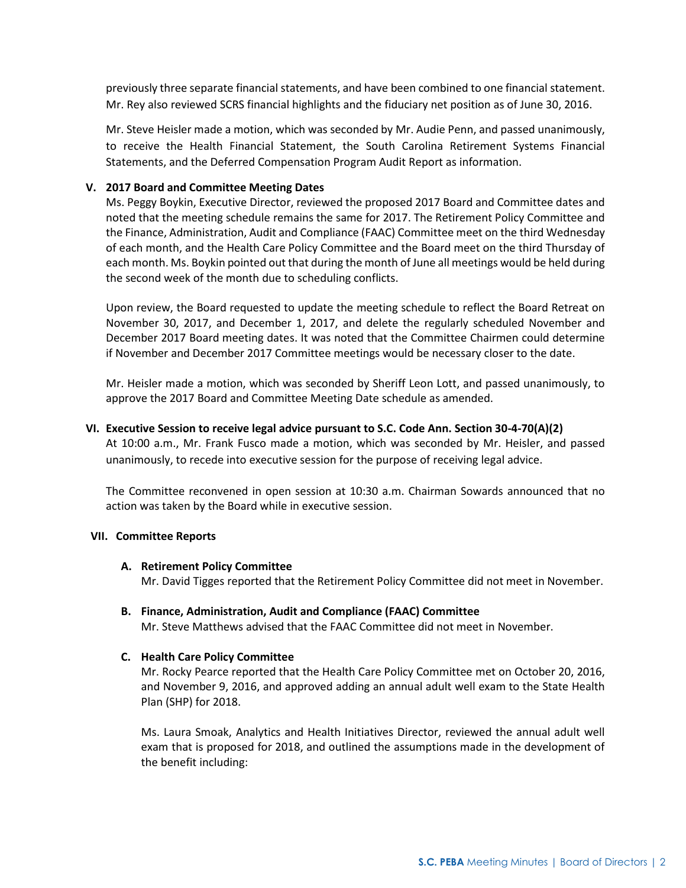previously three separate financial statements, and have been combined to one financial statement. Mr. Rey also reviewed SCRS financial highlights and the fiduciary net position as of June 30, 2016.

Mr. Steve Heisler made a motion, which was seconded by Mr. Audie Penn, and passed unanimously, to receive the Health Financial Statement, the South Carolina Retirement Systems Financial Statements, and the Deferred Compensation Program Audit Report as information.

## V. 2017 Board and Committee Meeting Dates

Ms. Peggy Boykin, Executive Director, reviewed the proposed 2017 Board and Committee dates and noted that the meeting schedule remains the same for 2017. The Retirement Policy Committee and the Finance, Administration, Audit and Compliance (FAAC) Committee meet on the third Wednesday of each month, and the Health Care Policy Committee and the Board meet on the third Thursday of each month. Ms. Boykin pointed out that during the month of June all meetings would be held during the second week of the month due to scheduling conflicts.

Upon review, the Board requested to update the meeting schedule to reflect the Board Retreat on November 30, 2017, and December 1, 2017, and delete the regularly scheduled November and December 2017 Board meeting dates. It was noted that the Committee Chairmen could determine if November and December 2017 Committee meetings would be necessary closer to the date.

Mr. Heisler made a motion, which was seconded by Sheriff Leon Lott, and passed unanimously, to approve the 2017 Board and Committee Meeting Date schedule as amended.

## VI. Executive Session to receive legal advice pursuant to S.C. Code Ann. Section 30-4-70(A)(2)

At 10:00 a.m., Mr. Frank Fusco made a motion, which was seconded by Mr. Heisler, and passed unanimously, to recede into executive session for the purpose of receiving legal advice.

The Committee reconvened in open session at 10:30 a.m. Chairman Sowards announced that no action was taken by the Board while in executive session.

## VII. Committee Reports

### A. Retirement Policy Committee

Mr. David Tigges reported that the Retirement Policy Committee did not meet in November.

### B. Finance, Administration, Audit and Compliance (FAAC) Committee

Mr. Steve Matthews advised that the FAAC Committee did not meet in November.

### C. Health Care Policy Committee

Mr. Rocky Pearce reported that the Health Care Policy Committee met on October 20, 2016, and November 9, 2016, and approved adding an annual adult well exam to the State Health Plan (SHP) for 2018.

Ms. Laura Smoak, Analytics and Health Initiatives Director, reviewed the annual adult well exam that is proposed for 2018, and outlined the assumptions made in the development of the benefit including: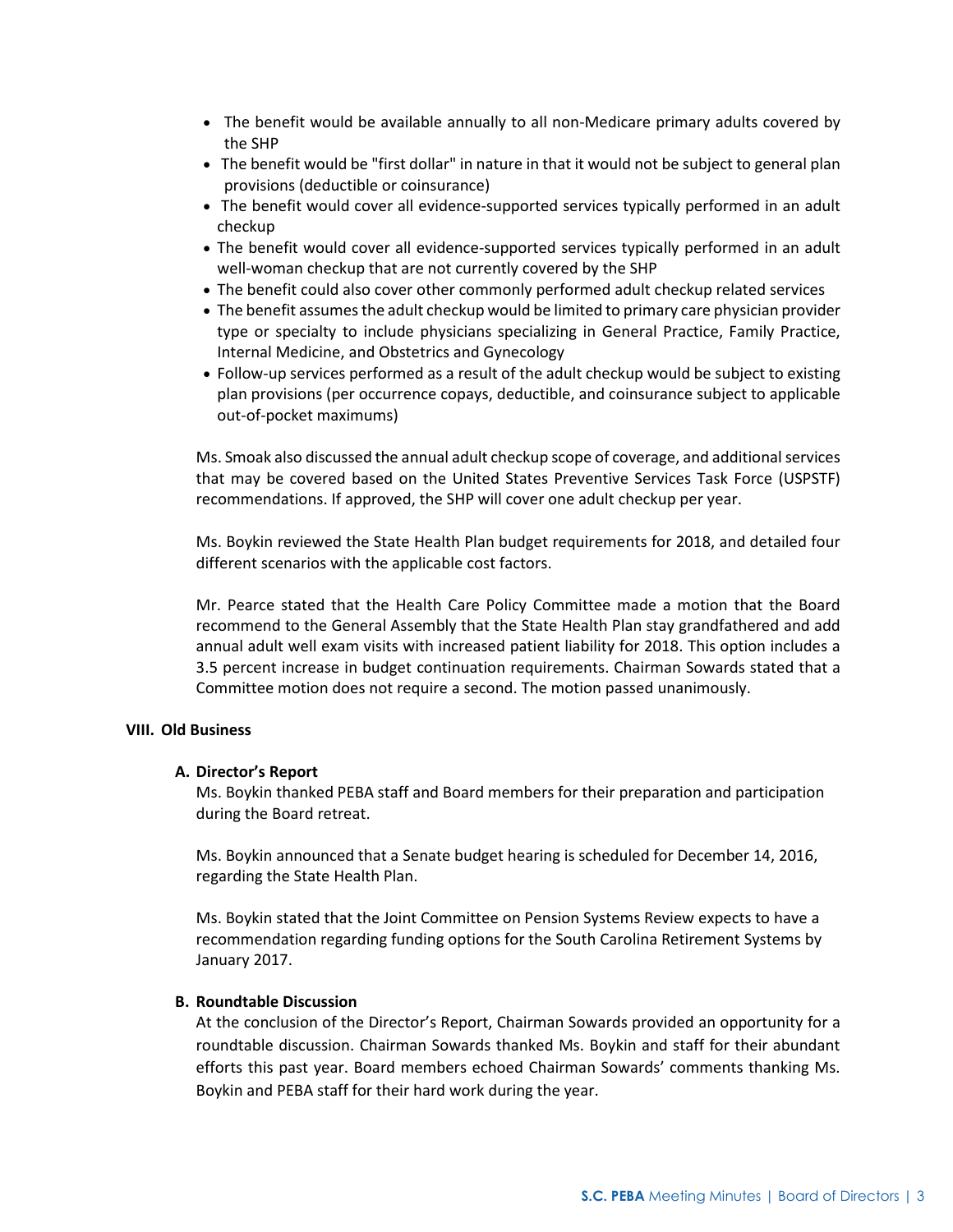- The benefit would be available annually to all non-Medicare primary adults covered by the SHP
- The benefit would be "first dollar" in nature in that it would not be subject to general plan provisions (deductible or coinsurance)
- The benefit would cover all evidence-supported services typically performed in an adult checkup
- The benefit would cover all evidence-supported services typically performed in an adult well-woman checkup that are not currently covered by the SHP
- The benefit could also cover other commonly performed adult checkup related services
- The benefit assumes the adult checkup would be limited to primary care physician provider type or specialty to include physicians specializing in General Practice, Family Practice, Internal Medicine, and Obstetrics and Gynecology
- Follow-up services performed as a result of the adult checkup would be subject to existing plan provisions (per occurrence copays, deductible, and coinsurance subject to applicable out-of-pocket maximums)

Ms. Smoak also discussed the annual adult checkup scope of coverage, and additional services that may be covered based on the United States Preventive Services Task Force (USPSTF) recommendations. If approved, the SHP will cover one adult checkup per year.

Ms. Boykin reviewed the State Health Plan budget requirements for 2018, and detailed four different scenarios with the applicable cost factors.

Mr. Pearce stated that the Health Care Policy Committee made a motion that the Board recommend to the General Assembly that the State Health Plan stay grandfathered and add annual adult well exam visits with increased patient liability for 2018. This option includes a 3.5 percent increase in budget continuation requirements. Chairman Sowards stated that a Committee motion does not require a second. The motion passed unanimously.

## VIII. Old Business

### A. Director's Report

Ms. Boykin thanked PEBA staff and Board members for their preparation and participation during the Board retreat.

Ms. Boykin announced that a Senate budget hearing is scheduled for December 14, 2016, regarding the State Health Plan.

Ms. Boykin stated that the Joint Committee on Pension Systems Review expects to have a recommendation regarding funding options for the South Carolina Retirement Systems by January 2017.

### B. Roundtable Discussion

At the conclusion of the Director's Report, Chairman Sowards provided an opportunity for a roundtable discussion. Chairman Sowards thanked Ms. Boykin and staff for their abundant efforts this past year. Board members echoed Chairman Sowards' comments thanking Ms. Boykin and PEBA staff for their hard work during the year.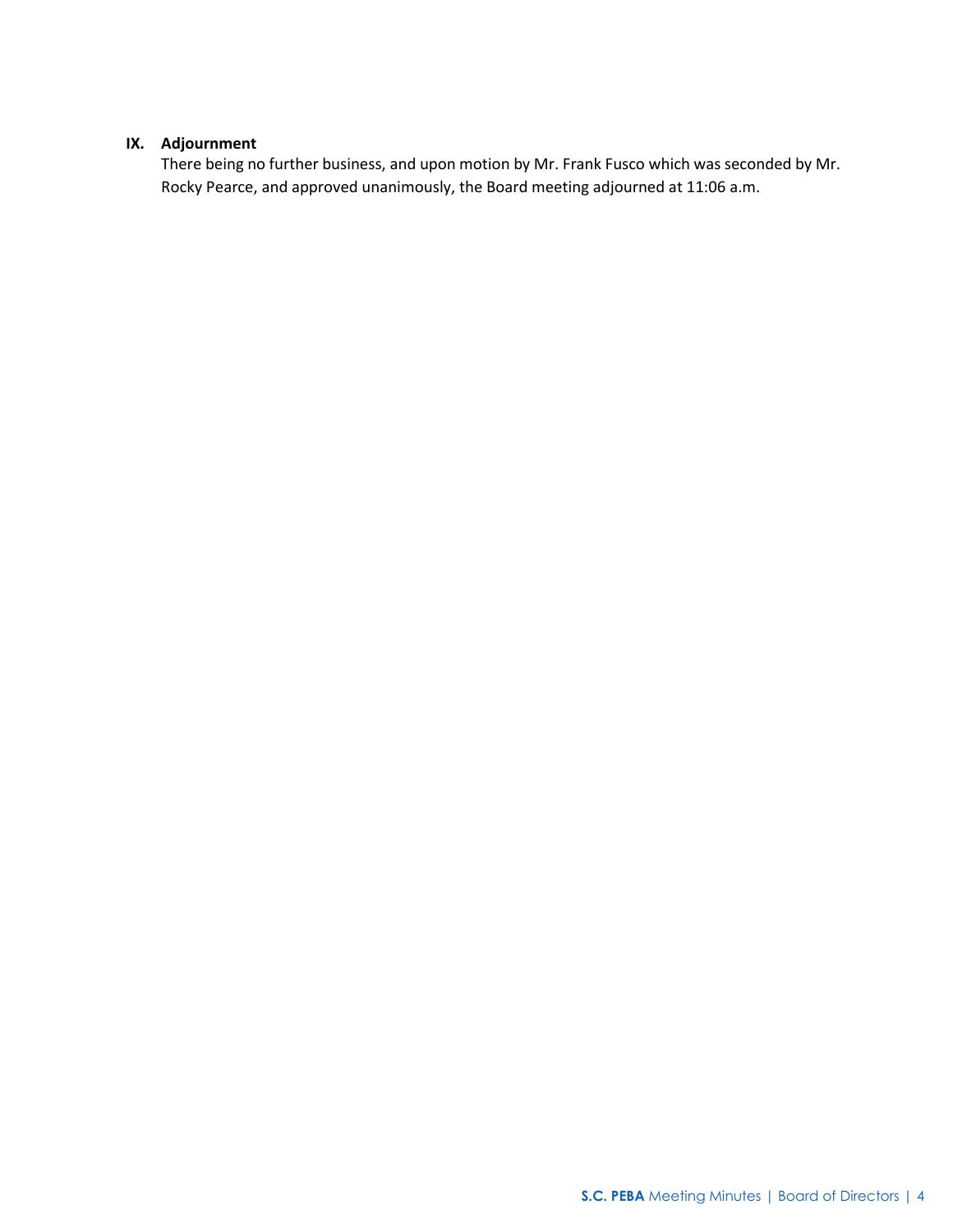## IX. Adjournment

There being no further business, and upon motion by Mr. Frank Fusco which was seconded by Mr. Rocky Pearce, and approved unanimously, the Board meeting adjourned at 11:06 a.m.